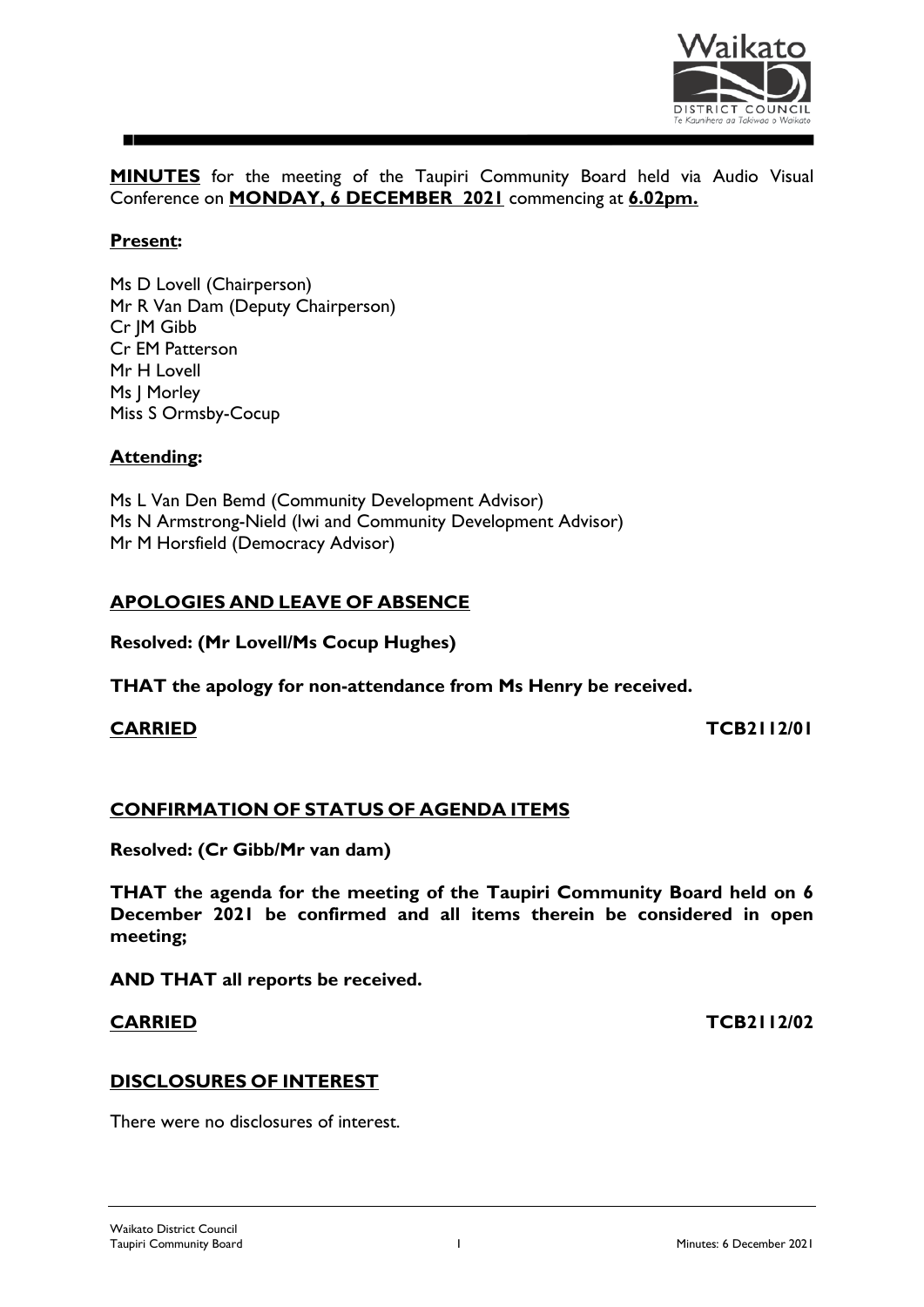**MINUTES** for the meeting of the Taupiri Community Board held via Audio Visual Conference on **MONDAY, 6 DECEMBER 2021** commencing at **6.02pm.**

## Present:

Ms D Lovell (Chairperson)
Mr R Van Dam (Deputy Chairperson)
Cr JM Gibb
Cr EM Patterson
Mr H Lovell
Ms J Morley
Miss S Ormsby-Cocup

## Attending:

Ms L Van Den Bemd (Community Development Advisor)
Ms N Armstrong-Nield (Iwi and Community Development Advisor)
Mr M Horsfield (Democracy Advisor)

## APOLOGIES AND LEAVE OF ABSENCE

**Resolved: (Mr Lovell/Ms Cocup Hughes)**

**THAT the apology for non-attendance from Ms Henry be received.**

**CARRIED** **TCB2112/01**

## CONFIRMATION OF STATUS OF AGENDA ITEMS

**Resolved: (Cr Gibb/Mr van dam)**

**THAT the agenda for the meeting of the Taupiri Community Board held on 6 December 2021 be confirmed and all items therein be considered in open meeting;**

**AND THAT all reports be received.**

**CARRIED** **TCB2112/02**

## DISCLOSURES OF INTEREST

There were no disclosures of interest.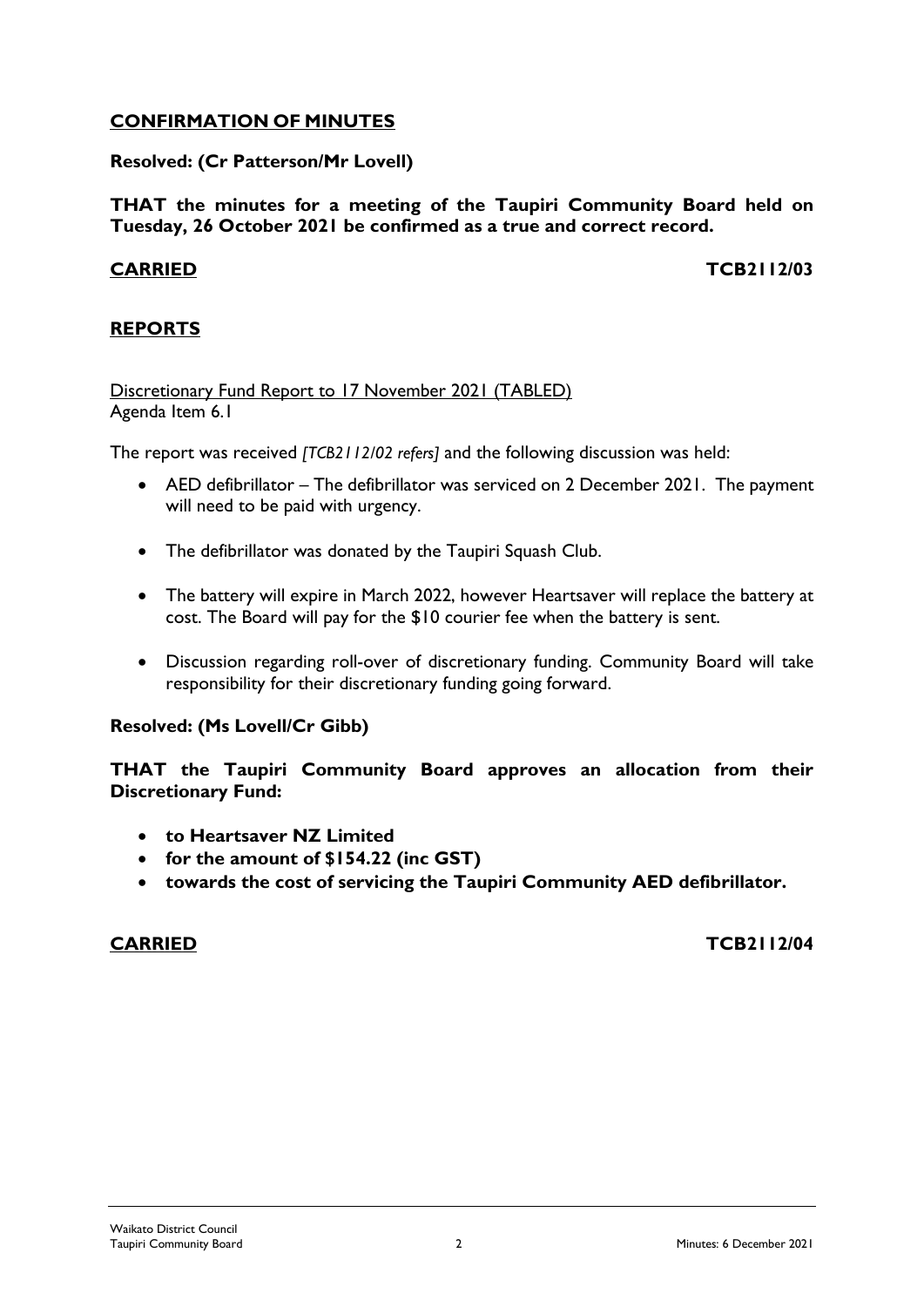## CONFIRMATION OF MINUTES

**Resolved: (Cr Patterson/Mr Lovell)**

**THAT the minutes for a meeting of the Taupiri Community Board held on Tuesday, 26 October 2021 be confirmed as a true and correct record.**

**CARRIED** **TCB2112/03**

## REPORTS

Discretionary Fund Report to 17 November 2021 (TABLED)
Agenda Item 6.1

The report was received *[TCB2112/02 refers]* and the following discussion was held:

- AED defibrillator – The defibrillator was serviced on 2 December 2021. The payment will need to be paid with urgency.
- The defibrillator was donated by the Taupiri Squash Club.
- The battery will expire in March 2022, however Heartsaver will replace the battery at cost. The Board will pay for the $10 courier fee when the battery is sent.
- Discussion regarding roll-over of discretionary funding. Community Board will take responsibility for their discretionary funding going forward.

**Resolved: (Ms Lovell/Cr Gibb)**

**THAT the Taupiri Community Board approves an allocation from their Discretionary Fund:**

- **to Heartsaver NZ Limited**
- **for the amount of $154.22 (inc GST)**
- **towards the cost of servicing the Taupiri Community AED defibrillator.**

**CARRIED** **TCB2112/04**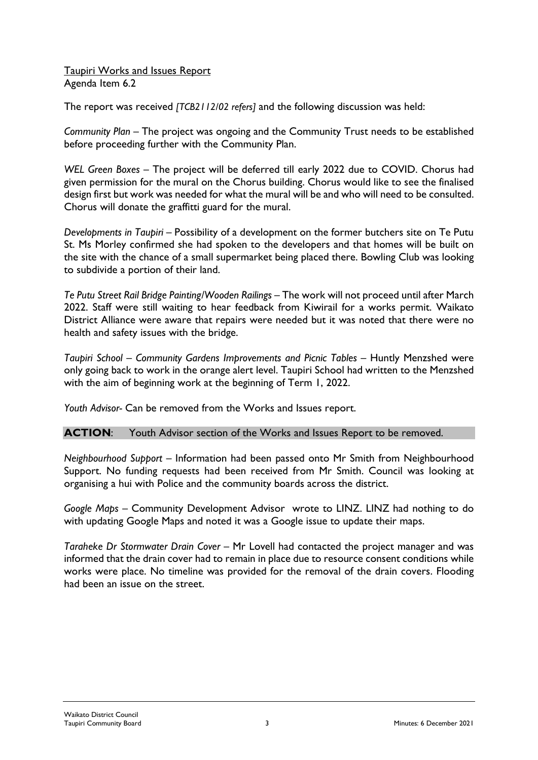Taupiri Works and Issues Report
Agenda Item 6.2

The report was received *[TCB2112/02 refers]* and the following discussion was held:

*Community Plan* – The project was ongoing and the Community Trust needs to be established before proceeding further with the Community Plan.

*WEL Green Boxes* – The project will be deferred till early 2022 due to COVID. Chorus had given permission for the mural on the Chorus building. Chorus would like to see the finalised design first but work was needed for what the mural will be and who will need to be consulted. Chorus will donate the graffitti guard for the mural.

*Developments in Taupiri* – Possibility of a development on the former butchers site on Te Putu St. Ms Morley confirmed she had spoken to the developers and that homes will be built on the site with the chance of a small supermarket being placed there. Bowling Club was looking to subdivide a portion of their land.

*Te Putu Street Rail Bridge Painting/Wooden Railings* – The work will not proceed until after March 2022. Staff were still waiting to hear feedback from Kiwirail for a works permit. Waikato District Alliance were aware that repairs were needed but it was noted that there were no health and safety issues with the bridge.

*Taupiri School – Community Gardens Improvements and Picnic Tables* – Huntly Menzshed were only going back to work in the orange alert level. Taupiri School had written to the Menzshed with the aim of beginning work at the beginning of Term 1, 2022.

*Youth Advisor*- Can be removed from the Works and Issues report.

**ACTION**: Youth Advisor section of the Works and Issues Report to be removed.

*Neighbourhood Support* – Information had been passed onto Mr Smith from Neighbourhood Support. No funding requests had been received from Mr Smith. Council was looking at organising a hui with Police and the community boards across the district.

*Google Maps* – Community Development Advisor wrote to LINZ. LINZ had nothing to do with updating Google Maps and noted it was a Google issue to update their maps.

*Taraheke Dr Stormwater Drain Cover* – Mr Lovell had contacted the project manager and was informed that the drain cover had to remain in place due to resource consent conditions while works were place. No timeline was provided for the removal of the drain covers. Flooding had been an issue on the street.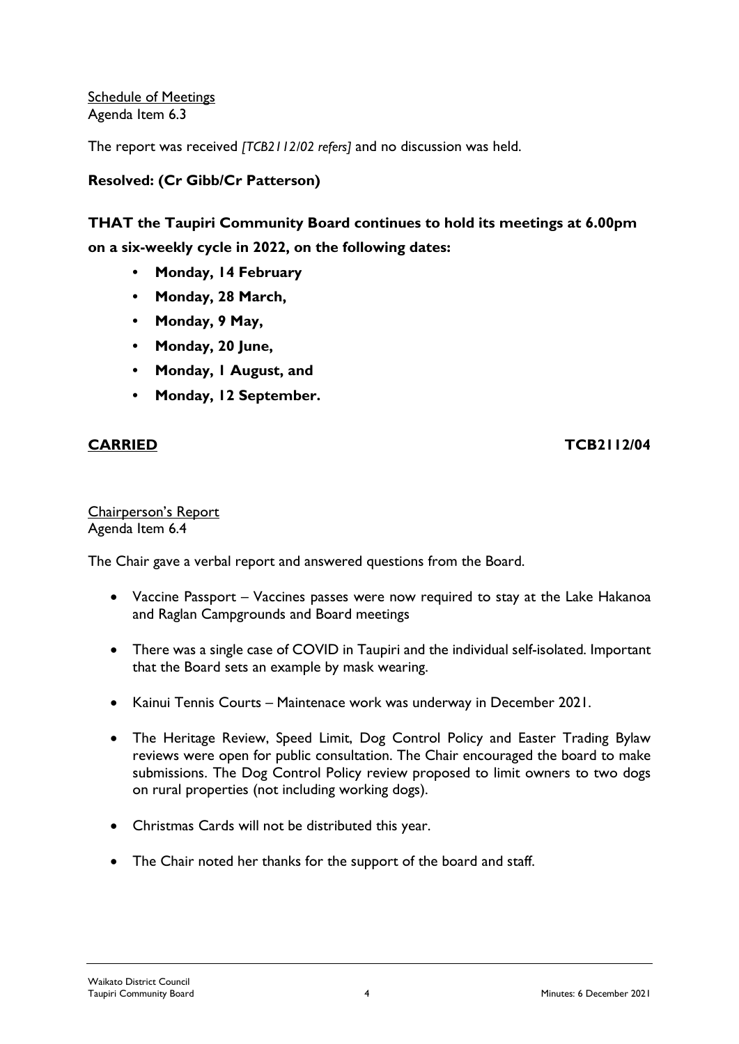Schedule of Meetings
Agenda Item 6.3

The report was received *[TCB2112/02 refers]* and no discussion was held.

**Resolved: (Cr Gibb/Cr Patterson)**

**THAT the Taupiri Community Board continues to hold its meetings at 6.00pm on a six-weekly cycle in 2022, on the following dates:**

- **Monday, 14 February**
- **Monday, 28 March,**
- **Monday, 9 May,**
- **Monday, 20 June,**
- **Monday, 1 August, and**
- **Monday, 12 September.**

**CARRIED** **TCB2112/04**

Chairperson's Report
Agenda Item 6.4

The Chair gave a verbal report and answered questions from the Board.

- Vaccine Passport – Vaccines passes were now required to stay at the Lake Hakanoa and Raglan Campgrounds and Board meetings
- There was a single case of COVID in Taupiri and the individual self-isolated. Important that the Board sets an example by mask wearing.
- Kainui Tennis Courts – Maintenace work was underway in December 2021.
- The Heritage Review, Speed Limit, Dog Control Policy and Easter Trading Bylaw reviews were open for public consultation. The Chair encouraged the board to make submissions. The Dog Control Policy review proposed to limit owners to two dogs on rural properties (not including working dogs).
- Christmas Cards will not be distributed this year.
- The Chair noted her thanks for the support of the board and staff.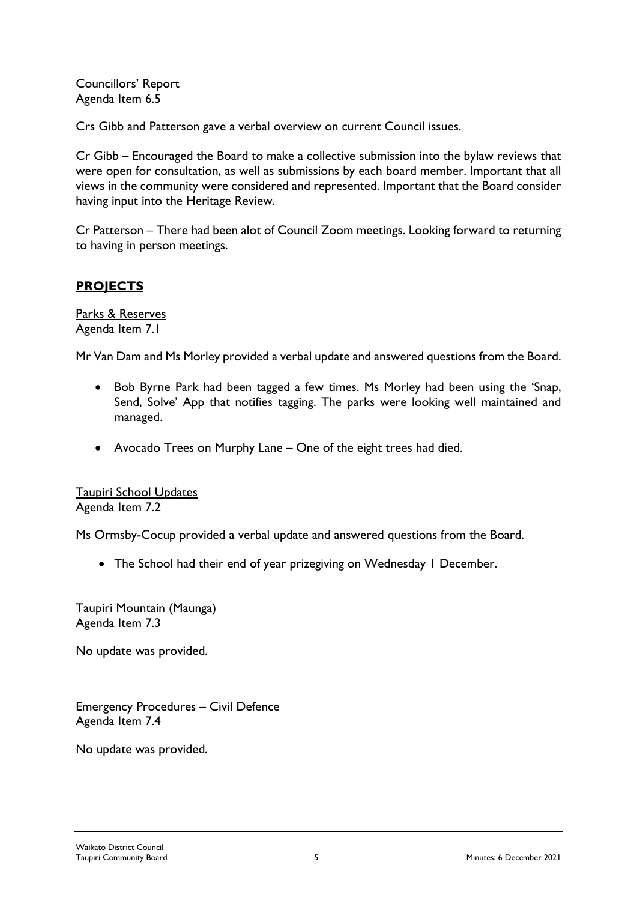Councillors' Report
Agenda Item 6.5

Crs Gibb and Patterson gave a verbal overview on current Council issues.

Cr Gibb – Encouraged the Board to make a collective submission into the bylaw reviews that were open for consultation, as well as submissions by each board member. Important that all views in the community were considered and represented. Important that the Board consider having input into the Heritage Review.

Cr Patterson – There had been alot of Council Zoom meetings. Looking forward to returning to having in person meetings.

## PROJECTS

Parks & Reserves
Agenda Item 7.1

Mr Van Dam and Ms Morley provided a verbal update and answered questions from the Board.

- Bob Byrne Park had been tagged a few times. Ms Morley had been using the 'Snap, Send, Solve' App that notifies tagging. The parks were looking well maintained and managed.
- Avocado Trees on Murphy Lane – One of the eight trees had died.

Taupiri School Updates
Agenda Item 7.2

Ms Ormsby-Cocup provided a verbal update and answered questions from the Board.

- The School had their end of year prizegiving on Wednesday 1 December.

Taupiri Mountain (Maunga)
Agenda Item 7.3

No update was provided.

Emergency Procedures – Civil Defence
Agenda Item 7.4

No update was provided.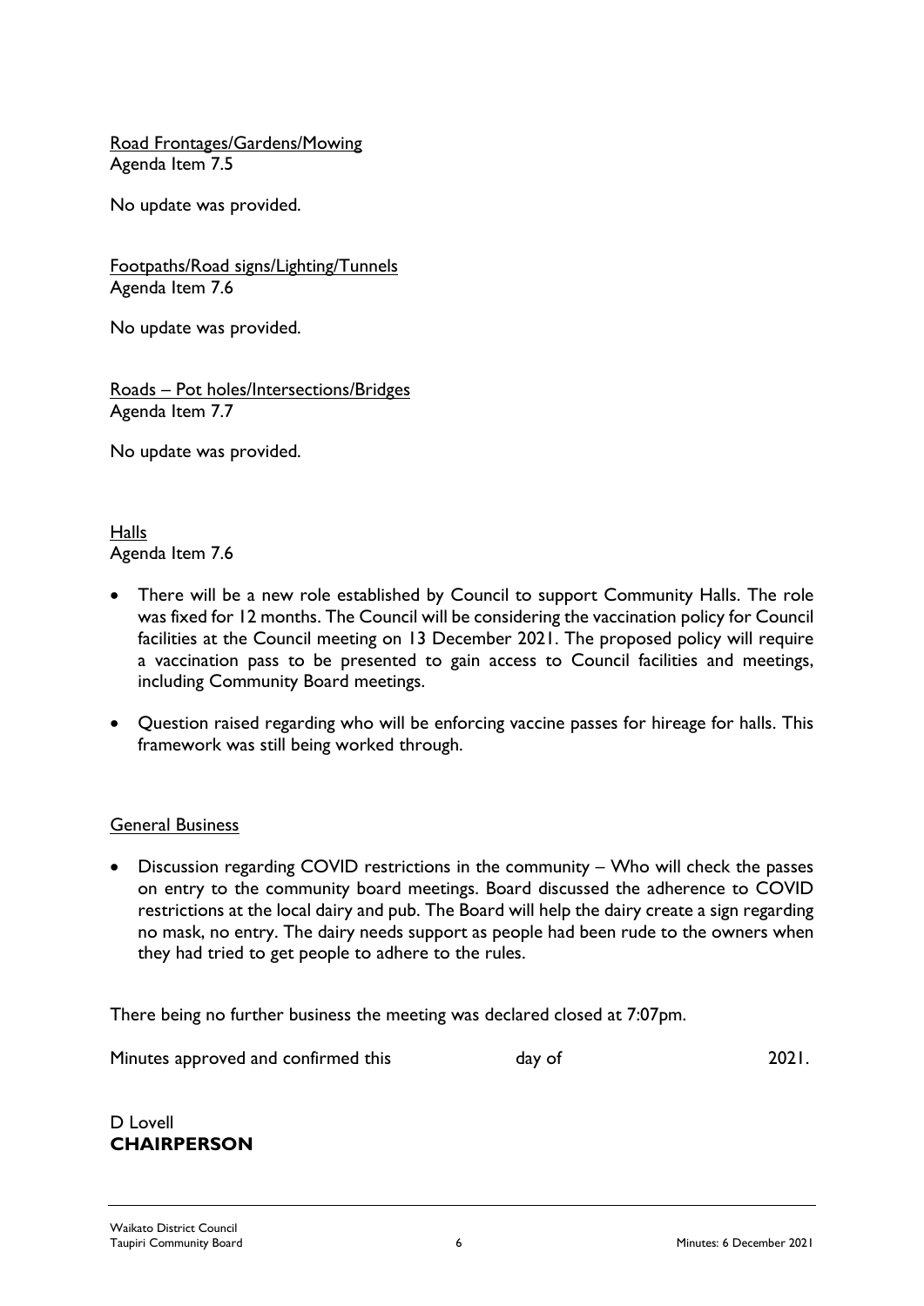Road Frontages/Gardens/Mowing
Agenda Item 7.5

No update was provided.

Footpaths/Road signs/Lighting/Tunnels
Agenda Item 7.6

No update was provided.

Roads – Pot holes/Intersections/Bridges
Agenda Item 7.7

No update was provided.

Halls
Agenda Item 7.6

- There will be a new role established by Council to support Community Halls. The role was fixed for 12 months. The Council will be considering the vaccination policy for Council facilities at the Council meeting on 13 December 2021. The proposed policy will require a vaccination pass to be presented to gain access to Council facilities and meetings, including Community Board meetings.
- Question raised regarding who will be enforcing vaccine passes for hireage for halls. This framework was still being worked through.

General Business

- Discussion regarding COVID restrictions in the community – Who will check the passes on entry to the community board meetings. Board discussed the adherence to COVID restrictions at the local dairy and pub. The Board will help the dairy create a sign regarding no mask, no entry. The dairy needs support as people had been rude to the owners when they had tried to get people to adhere to the rules.

There being no further business the meeting was declared closed at 7:07pm.

Minutes approved and confirmed this day of 2021.

D Lovell
**CHAIRPERSON**